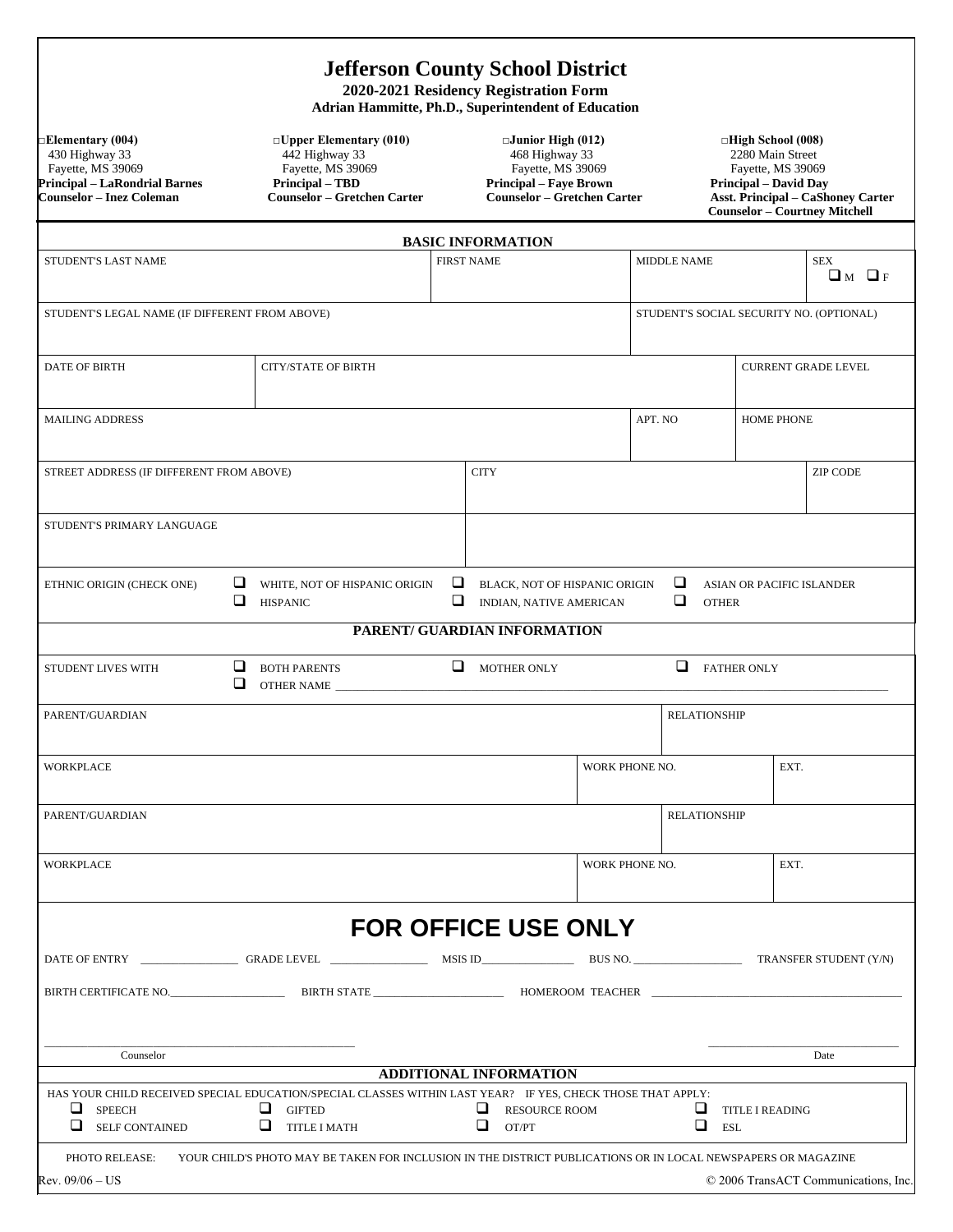# Jefferson County School District

**2020-2021 Residency Registration Form**

**Adrian Hammitte, Ph.D., Superintendent of Education**

| □ **Elementary (004)** | □ **Upper Elementary (010)** | □ **Junior High (012)** | □ **High School (008)** |
|---|---|---|---|
| 430 Highway 33 | 442 Highway 33 | 468 Highway 33 | 2280 Main Street |
| Fayette, MS 39069 | Fayette, MS 39069 | Fayette, MS 39069 | Fayette, MS 39069 |
| **Principal – LaRondrial Barnes** | **Principal – TBD** | **Principal – Faye Brown** | **Principal – David Day** |
| **Counselor – Inez Coleman** | **Counselor – Gretchen Carter** | **Counselor – Gretchen Carter** | **Asst. Principal – CaShoney Carter** |
| | | | **Counselor – Courtney Mitchell** |

## BASIC INFORMATION

| STUDENT'S LAST NAME | FIRST NAME | MIDDLE NAME | SEX ❑ M ❑ F |
|---|---|---|---|
| | | | |

| STUDENT'S LEGAL NAME (IF DIFFERENT FROM ABOVE) | STUDENT'S SOCIAL SECURITY NO. (OPTIONAL) |
|---|---|
| | |

| DATE OF BIRTH | CITY/STATE OF BIRTH | CURRENT GRADE LEVEL |
|---|---|---|
| | | |

| MAILING ADDRESS | APT. NO | HOME PHONE |
|---|---|---|
| | | |

| STREET ADDRESS (IF DIFFERENT FROM ABOVE) | CITY | ZIP CODE |
|---|---|---|
| | | |

| STUDENT'S PRIMARY LANGUAGE | |
|---|---|
| | |

ETHNIC ORIGIN (CHECK ONE)
❑ WHITE, NOT OF HISPANIC ORIGIN ❑ BLACK, NOT OF HISPANIC ORIGIN ❑ ASIAN OR PACIFIC ISLANDER
❑ HISPANIC ❑ INDIAN, NATIVE AMERICAN ❑ OTHER

## PARENT/ GUARDIAN INFORMATION

STUDENT LIVES WITH ❑ BOTH PARENTS ❑ MOTHER ONLY ❑ FATHER ONLY
❑ OTHER NAME ______________________________________________

| PARENT/GUARDIAN | | RELATIONSHIP |
|---|---|---|
| WORKPLACE | WORK PHONE NO. | EXT. |
| PARENT/GUARDIAN | | RELATIONSHIP |
| WORKPLACE | WORK PHONE NO. | EXT. |

## FOR OFFICE USE ONLY

DATE OF ENTRY ________________ GRADE LEVEL ________________ MSIS ID________________ BUS NO. ___________________ TRANSFER STUDENT (Y/N)

BIRTH CERTIFICATE NO.____________________ BIRTH STATE ______________________ HOMEROOM TEACHER ____________________________________________

______________________________________ ______________________________
Counselor Date

## ADDITIONAL INFORMATION

HAS YOUR CHILD RECEIVED SPECIAL EDUCATION/SPECIAL CLASSES WITHIN LAST YEAR? IF YES, CHECK THOSE THAT APPLY:

❑ SPEECH ❑ GIFTED ❑ RESOURCE ROOM ❑ TITLE I READING
❑ SELF CONTAINED ❑ TITLE I MATH ❑ OT/PT ❑ ESL

PHOTO RELEASE: YOUR CHILD'S PHOTO MAY BE TAKEN FOR INCLUSION IN THE DISTRICT PUBLICATIONS OR IN LOCAL NEWSPAPERS OR MAGAZINE

Rev. 09/06 – US © 2006 TransACT Communications, Inc.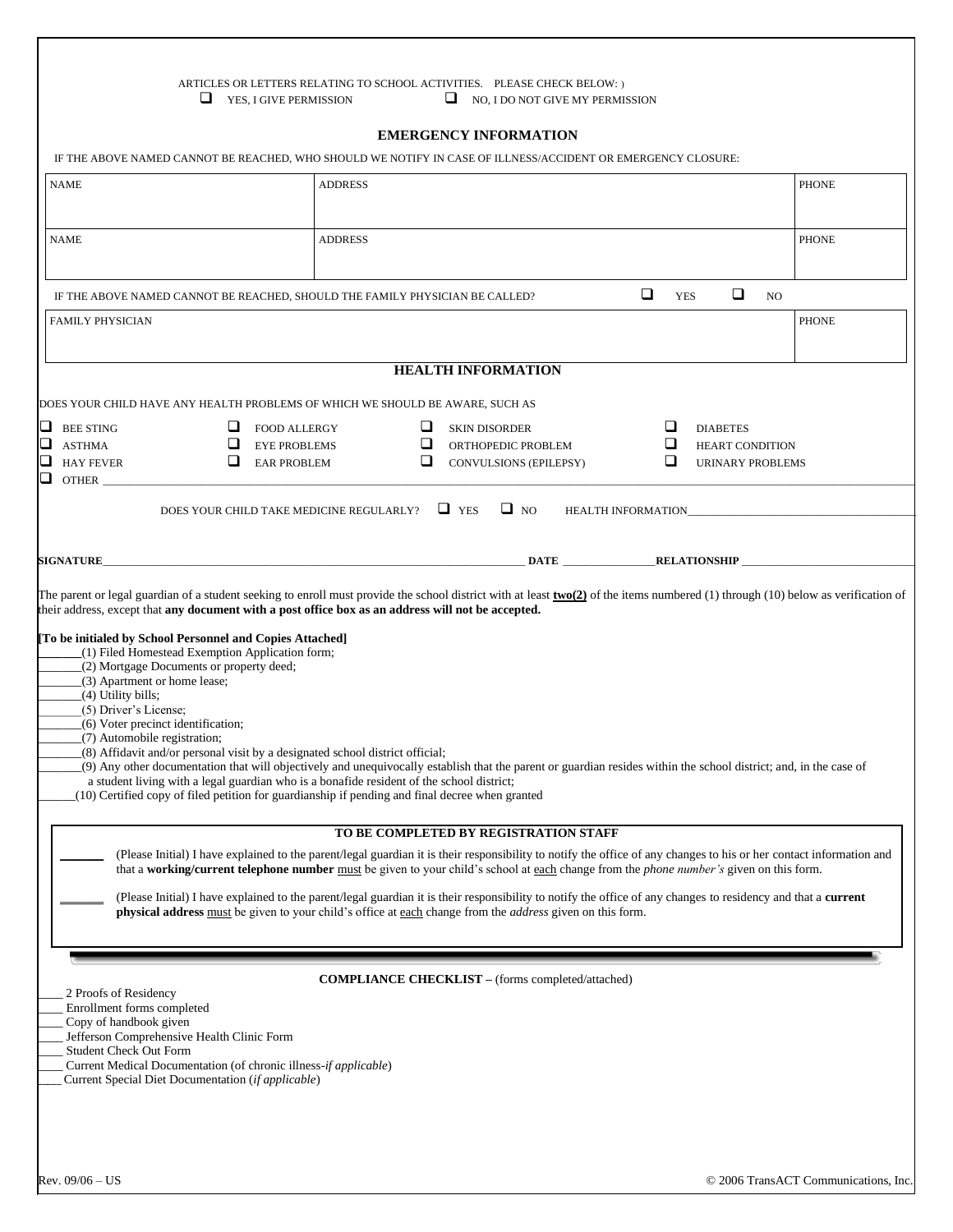ARTICLES OR LETTERS RELATING TO SCHOOL ACTIVITIES. PLEASE CHECK BELOW: )

❑ YES, I GIVE PERMISSION ❑ NO, I DO NOT GIVE MY PERMISSION

## EMERGENCY INFORMATION

IF THE ABOVE NAMED CANNOT BE REACHED, WHO SHOULD WE NOTIFY IN CASE OF ILLNESS/ACCIDENT OR EMERGENCY CLOSURE:

| | | |
|---|---|---|
| NAME | ADDRESS | PHONE |
| NAME | ADDRESS | PHONE |

IF THE ABOVE NAMED CANNOT BE REACHED, SHOULD THE FAMILY PHYSICIAN BE CALLED? ❑ YES ❑ NO

| | |
|---|---|
| FAMILY PHYSICIAN | PHONE |

## HEALTH INFORMATION

DOES YOUR CHILD HAVE ANY HEALTH PROBLEMS OF WHICH WE SHOULD BE AWARE, SUCH AS

| | | | |
|---|---|---|---|
| ❑ BEE STING | ❑ FOOD ALLERGY | ❑ SKIN DISORDER | ❑ DIABETES |
| ❑ ASTHMA | ❑ EYE PROBLEMS | ❑ ORTHOPEDIC PROBLEM | ❑ HEART CONDITION |
| ❑ HAY FEVER | ❑ EAR PROBLEM | ❑ CONVULSIONS (EPILEPSY) | ❑ URINARY PROBLEMS |

❑ OTHER ______________________________

DOES YOUR CHILD TAKE MEDICINE REGULARLY? ❑ YES ❑ NO HEALTH INFORMATION______________________

**SIGNATURE**______________________________ **DATE** ______________**RELATIONSHIP** ______________

The parent or legal guardian of a student seeking to enroll must provide the school district with at least **two(2)** of the items numbered (1) through (10) below as verification of their address, except that **any document with a post office box as an address will not be accepted.**

**[To be initialed by School Personnel and Copies Attached]**

_______(1) Filed Homestead Exemption Application form;
_______(2) Mortgage Documents or property deed;
_______(3) Apartment or home lease;
_______(4) Utility bills;
_______(5) Driver's License;
_______(6) Voter precinct identification;
_______(7) Automobile registration;
_______(8) Affidavit and/or personal visit by a designated school district official;
_______(9) Any other documentation that will objectively and unequivocally establish that the parent or guardian resides within the school district; and, in the case of a student living with a legal guardian who is a bonafide resident of the school district;
______(10) Certified copy of filed petition for guardianship if pending and final decree when granted

### TO BE COMPLETED BY REGISTRATION STAFF

_______ (Please Initial) I have explained to the parent/legal guardian it is their responsibility to notify the office of any changes to his or her contact information and that a **working/current telephone number** must be given to your child's school at each change from the *phone number's* given on this form.

_______ (Please Initial) I have explained to the parent/legal guardian it is their responsibility to notify the office of any changes to residency and that a **current physical address** must be given to your child's office at each change from the *address* given on this form.

**COMPLIANCE CHECKLIST** – (forms completed/attached)

____ 2 Proofs of Residency
____ Enrollment forms completed
____ Copy of handbook given
____ Jefferson Comprehensive Health Clinic Form
____ Student Check Out Form
____ Current Medical Documentation (of chronic illness-*if applicable*)
____ Current Special Diet Documentation (*if applicable*)

Rev. 09/06 – US © 2006 TransACT Communications, Inc.